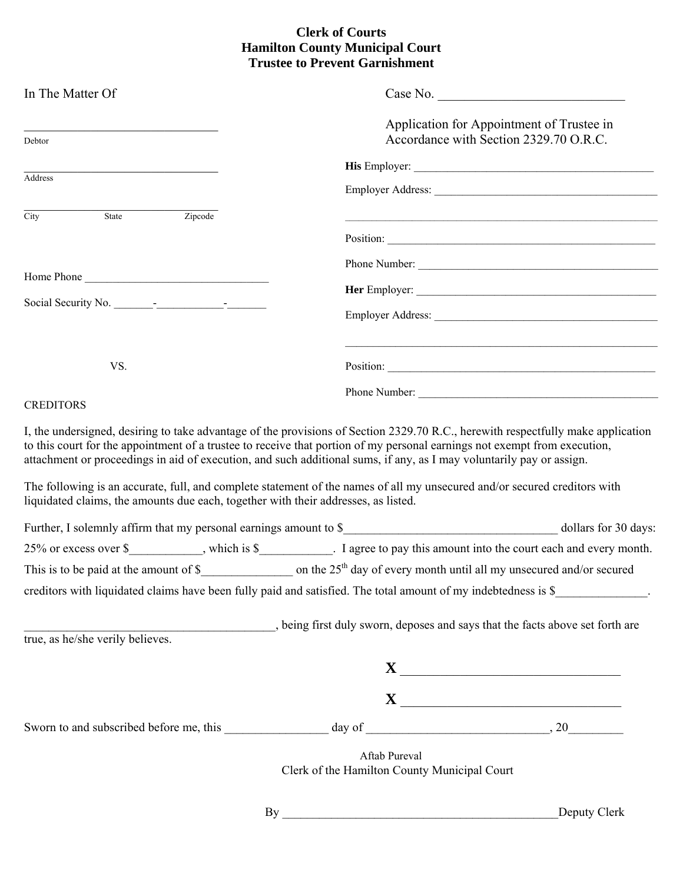**Clerk of Courts**
**Hamilton County Municipal Court**
**Trustee to Prevent Garnishment**

In The Matter Of

_________________________________
Debtor

_________________________________
Address

_________________________________
City State Zipcode

Home Phone _________________________________

Social Security No. _______-____________-_______

VS.

CREDITORS

Case No. ____________________________

Application for Appointment of Trustee in Accordance with Section 2329.70 O.R.C.

**His** Employer: ___________________________________________

Employer Address: ________________________________________

__________________________________________________________

Position: _________________________________________________

Phone Number: ____________________________________________

**Her** Employer: ___________________________________________

Employer Address: ________________________________________

__________________________________________________________

Position: _________________________________________________

Phone Number: ____________________________________________

I, the undersigned, desiring to take advantage of the provisions of Section 2329.70 R.C., herewith respectfully make application to this court for the appointment of a trustee to receive that portion of my personal earnings not exempt from execution, attachment or proceedings in aid of execution, and such additional sums, if any, as I may voluntarily pay or assign.

The following is an accurate, full, and complete statement of the names of all my unsecured and/or secured creditors with liquidated claims, the amounts due each, together with their addresses, as listed.

Further, I solemnly affirm that my personal earnings amount to $__________________________________ dollars for 30 days: 25% or excess over $____________, which is $____________. I agree to pay this amount into the court each and every month. This is to be paid at the amount of $_______________ on the 25th day of every month until all my unsecured and/or secured creditors with liquidated claims have been fully paid and satisfied. The total amount of my indebtedness is $_______________.

________________________________________, being first duly sworn, deposes and says that the facts above set forth are true, as he/she verily believes.

**X** ________________________________

**X** ________________________________

Sworn to and subscribed before me, this _________________ day of _____________________________, 20_________

Aftab Pureval
Clerk of the Hamilton County Municipal Court

By ______________________________________________Deputy Clerk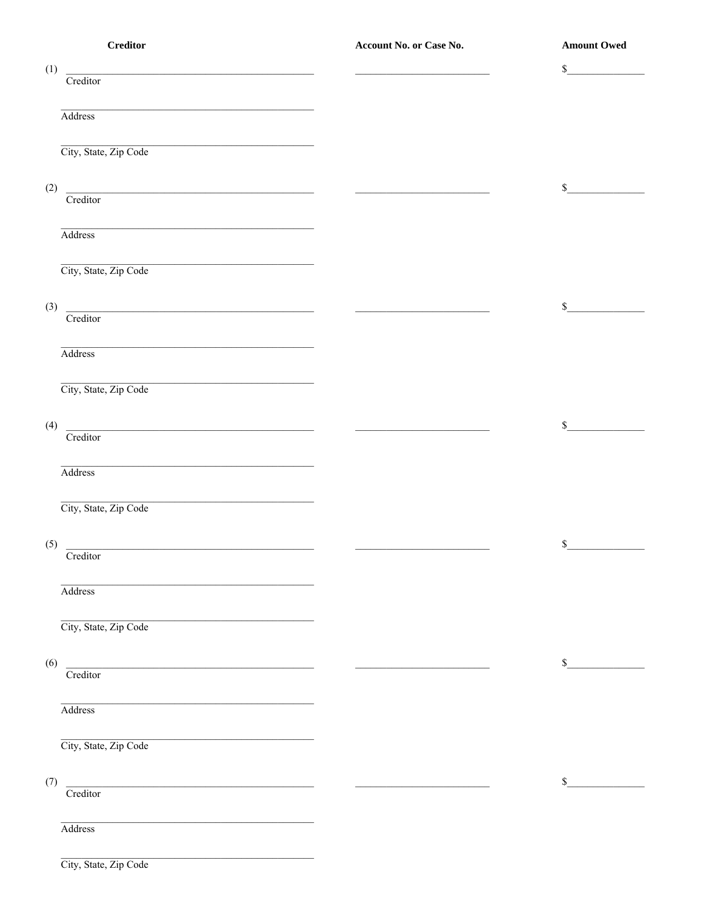| Creditor | Account No. or Case No. | Amount Owed |
| --- | --- | --- |
| (1) ______________________________ Creditor | ______________________ | $____________ |
| ______________________________ Address | | |
| ______________________________ City, State, Zip Code | | |
| (2) ______________________________ Creditor | ______________________ | $____________ |
| ______________________________ Address | | |
| ______________________________ City, State, Zip Code | | |
| (3) ______________________________ Creditor | ______________________ | $____________ |
| ______________________________ Address | | |
| ______________________________ City, State, Zip Code | | |
| (4) ______________________________ Creditor | ______________________ | $____________ |
| ______________________________ Address | | |
| ______________________________ City, State, Zip Code | | |
| (5) ______________________________ Creditor | ______________________ | $____________ |
| ______________________________ Address | | |
| ______________________________ City, State, Zip Code | | |
| (6) ______________________________ Creditor | ______________________ | $____________ |
| ______________________________ Address | | |
| ______________________________ City, State, Zip Code | | |
| (7) ______________________________ Creditor | ______________________ | $____________ |
| ______________________________ Address | | |
| ______________________________ City, State, Zip Code | | |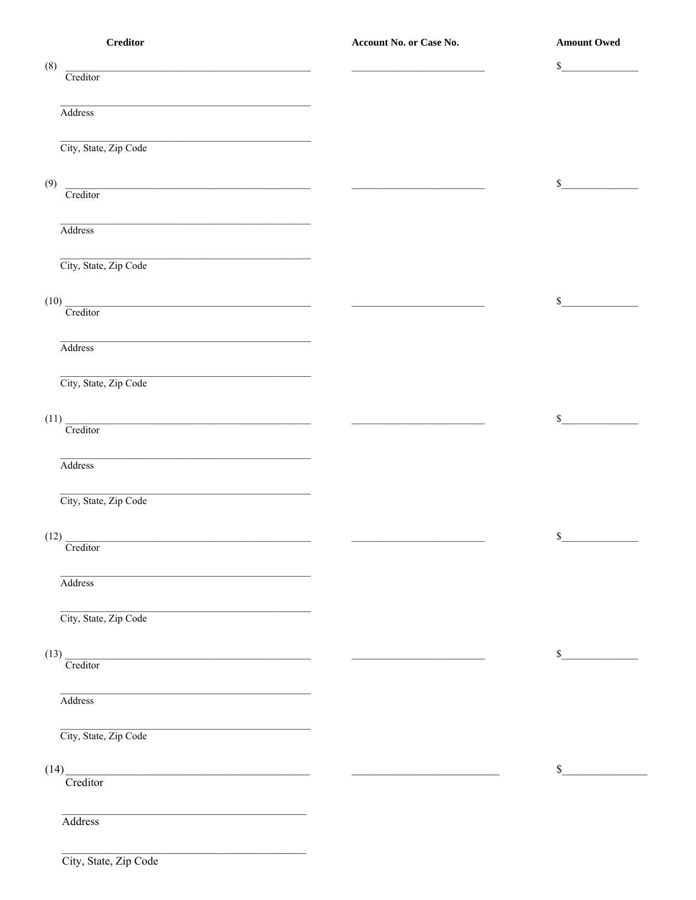| Creditor | Account No. or Case No. | Amount Owed |
|---|---|---|
| (8) ________________________________ Creditor<br><br>________________________________ Address<br><br>________________________________ City, State, Zip Code | ____________________ | $____________ |
| (9) ________________________________ Creditor<br><br>________________________________ Address<br><br>________________________________ City, State, Zip Code | ____________________ | $____________ |
| (10) ________________________________ Creditor<br><br>________________________________ Address<br><br>________________________________ City, State, Zip Code | ____________________ | $____________ |
| (11) ________________________________ Creditor<br><br>________________________________ Address<br><br>________________________________ City, State, Zip Code | ____________________ | $____________ |
| (12) ________________________________ Creditor<br><br>________________________________ Address<br><br>________________________________ City, State, Zip Code | ____________________ | $____________ |
| (13) ________________________________ Creditor<br><br>________________________________ Address<br><br>________________________________ City, State, Zip Code | ____________________ | $____________ |
| (14) ________________________________ Creditor<br><br>________________________________ Address<br><br>________________________________ City, State, Zip Code | ____________________ | $____________ |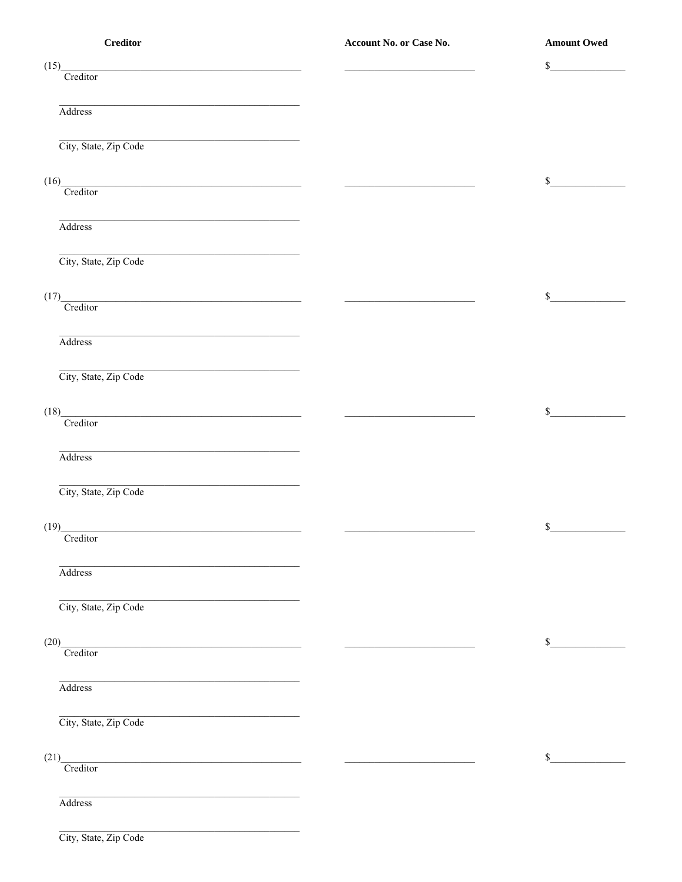| Creditor | Account No. or Case No. | Amount Owed |
|---|---|---|
| (15)\_\_\_\_\_\_\_\_\_\_\_\_\_\_\_\_\_\_\_\_ Creditor<br>\_\_\_\_\_\_\_\_\_\_\_\_\_\_\_\_\_\_\_\_ Address<br>\_\_\_\_\_\_\_\_\_\_\_\_\_\_\_\_\_\_\_\_ City, State, Zip Code | \_\_\_\_\_\_\_\_\_\_\_\_\_\_\_\_\_\_\_\_ | $\_\_\_\_\_\_\_\_\_\_\_\_ |
| (16)\_\_\_\_\_\_\_\_\_\_\_\_\_\_\_\_\_\_\_\_ Creditor<br>\_\_\_\_\_\_\_\_\_\_\_\_\_\_\_\_\_\_\_\_ Address<br>\_\_\_\_\_\_\_\_\_\_\_\_\_\_\_\_\_\_\_\_ City, State, Zip Code | \_\_\_\_\_\_\_\_\_\_\_\_\_\_\_\_\_\_\_\_ | $\_\_\_\_\_\_\_\_\_\_\_\_ |
| (17)\_\_\_\_\_\_\_\_\_\_\_\_\_\_\_\_\_\_\_\_ Creditor<br>\_\_\_\_\_\_\_\_\_\_\_\_\_\_\_\_\_\_\_\_ Address<br>\_\_\_\_\_\_\_\_\_\_\_\_\_\_\_\_\_\_\_\_ City, State, Zip Code | \_\_\_\_\_\_\_\_\_\_\_\_\_\_\_\_\_\_\_\_ | $\_\_\_\_\_\_\_\_\_\_\_\_ |
| (18)\_\_\_\_\_\_\_\_\_\_\_\_\_\_\_\_\_\_\_\_ Creditor<br>\_\_\_\_\_\_\_\_\_\_\_\_\_\_\_\_\_\_\_\_ Address<br>\_\_\_\_\_\_\_\_\_\_\_\_\_\_\_\_\_\_\_\_ City, State, Zip Code | \_\_\_\_\_\_\_\_\_\_\_\_\_\_\_\_\_\_\_\_ | $\_\_\_\_\_\_\_\_\_\_\_\_ |
| (19)\_\_\_\_\_\_\_\_\_\_\_\_\_\_\_\_\_\_\_\_ Creditor<br>\_\_\_\_\_\_\_\_\_\_\_\_\_\_\_\_\_\_\_\_ Address<br>\_\_\_\_\_\_\_\_\_\_\_\_\_\_\_\_\_\_\_\_ City, State, Zip Code | \_\_\_\_\_\_\_\_\_\_\_\_\_\_\_\_\_\_\_\_ | $\_\_\_\_\_\_\_\_\_\_\_\_ |
| (20)\_\_\_\_\_\_\_\_\_\_\_\_\_\_\_\_\_\_\_\_ Creditor<br>\_\_\_\_\_\_\_\_\_\_\_\_\_\_\_\_\_\_\_\_ Address<br>\_\_\_\_\_\_\_\_\_\_\_\_\_\_\_\_\_\_\_\_ City, State, Zip Code | \_\_\_\_\_\_\_\_\_\_\_\_\_\_\_\_\_\_\_\_ | $\_\_\_\_\_\_\_\_\_\_\_\_ |
| (21)\_\_\_\_\_\_\_\_\_\_\_\_\_\_\_\_\_\_\_\_ Creditor<br>\_\_\_\_\_\_\_\_\_\_\_\_\_\_\_\_\_\_\_\_ Address<br>\_\_\_\_\_\_\_\_\_\_\_\_\_\_\_\_\_\_\_\_ City, State, Zip Code | \_\_\_\_\_\_\_\_\_\_\_\_\_\_\_\_\_\_\_\_ | $\_\_\_\_\_\_\_\_\_\_\_\_ |